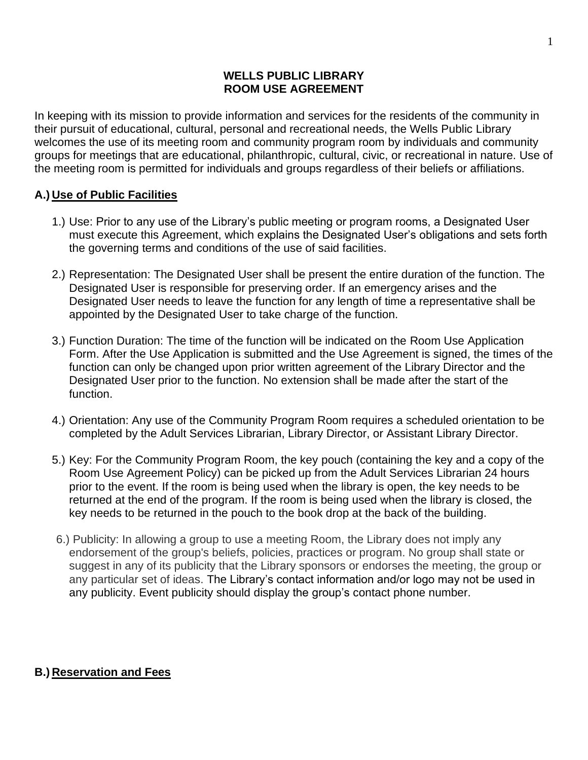# WELLS PUBLIC LIBRARY
# ROOM USE AGREEMENT

In keeping with its mission to provide information and services for the residents of the community in their pursuit of educational, cultural, personal and recreational needs, the Wells Public Library welcomes the use of its meeting room and community program room by individuals and community groups for meetings that are educational, philanthropic, cultural, civic, or recreational in nature. Use of the meeting room is permitted for individuals and groups regardless of their beliefs or affiliations.

## A.) Use of Public Facilities

1.) Use: Prior to any use of the Library's public meeting or program rooms, a Designated User must execute this Agreement, which explains the Designated User's obligations and sets forth the governing terms and conditions of the use of said facilities.

2.) Representation: The Designated User shall be present the entire duration of the function. The Designated User is responsible for preserving order. If an emergency arises and the Designated User needs to leave the function for any length of time a representative shall be appointed by the Designated User to take charge of the function.

3.) Function Duration: The time of the function will be indicated on the Room Use Application Form. After the Use Application is submitted and the Use Agreement is signed, the times of the function can only be changed upon prior written agreement of the Library Director and the Designated User prior to the function. No extension shall be made after the start of the function.

4.) Orientation: Any use of the Community Program Room requires a scheduled orientation to be completed by the Adult Services Librarian, Library Director, or Assistant Library Director.

5.) Key: For the Community Program Room, the key pouch (containing the key and a copy of the Room Use Agreement Policy) can be picked up from the Adult Services Librarian 24 hours prior to the event. If the room is being used when the library is open, the key needs to be returned at the end of the program. If the room is being used when the library is closed, the key needs to be returned in the pouch to the book drop at the back of the building.

6.) Publicity: In allowing a group to use a meeting Room, the Library does not imply any endorsement of the group's beliefs, policies, practices or program. No group shall state or suggest in any of its publicity that the Library sponsors or endorses the meeting, the group or any particular set of ideas. The Library's contact information and/or logo may not be used in any publicity. Event publicity should display the group's contact phone number.

## B.) Reservation and Fees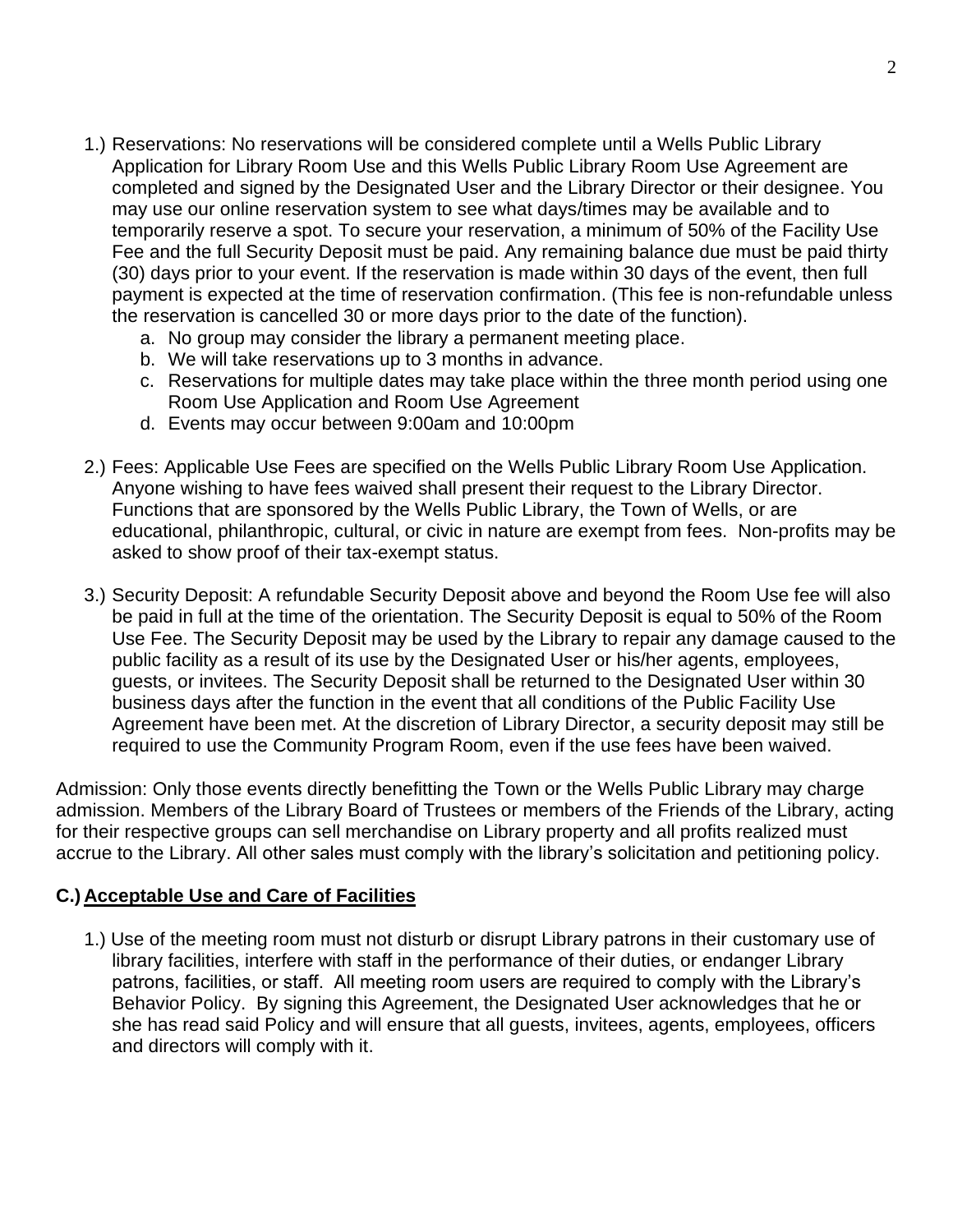1.) Reservations: No reservations will be considered complete until a Wells Public Library Application for Library Room Use and this Wells Public Library Room Use Agreement are completed and signed by the Designated User and the Library Director or their designee. You may use our online reservation system to see what days/times may be available and to temporarily reserve a spot. To secure your reservation, a minimum of 50% of the Facility Use Fee and the full Security Deposit must be paid. Any remaining balance due must be paid thirty (30) days prior to your event. If the reservation is made within 30 days of the event, then full payment is expected at the time of reservation confirmation. (This fee is non-refundable unless the reservation is cancelled 30 or more days prior to the date of the function).
   a. No group may consider the library a permanent meeting place.
   b. We will take reservations up to 3 months in advance.
   c. Reservations for multiple dates may take place within the three month period using one Room Use Application and Room Use Agreement
   d. Events may occur between 9:00am and 10:00pm

2.) Fees: Applicable Use Fees are specified on the Wells Public Library Room Use Application. Anyone wishing to have fees waived shall present their request to the Library Director. Functions that are sponsored by the Wells Public Library, the Town of Wells, or are educational, philanthropic, cultural, or civic in nature are exempt from fees. Non-profits may be asked to show proof of their tax-exempt status.

3.) Security Deposit: A refundable Security Deposit above and beyond the Room Use fee will also be paid in full at the time of the orientation. The Security Deposit is equal to 50% of the Room Use Fee. The Security Deposit may be used by the Library to repair any damage caused to the public facility as a result of its use by the Designated User or his/her agents, employees, guests, or invitees. The Security Deposit shall be returned to the Designated User within 30 business days after the function in the event that all conditions of the Public Facility Use Agreement have been met. At the discretion of Library Director, a security deposit may still be required to use the Community Program Room, even if the use fees have been waived.

Admission: Only those events directly benefitting the Town or the Wells Public Library may charge admission. Members of the Library Board of Trustees or members of the Friends of the Library, acting for their respective groups can sell merchandise on Library property and all profits realized must accrue to the Library. All other sales must comply with the library's solicitation and petitioning policy.

## C.) Acceptable Use and Care of Facilities

1.) Use of the meeting room must not disturb or disrupt Library patrons in their customary use of library facilities, interfere with staff in the performance of their duties, or endanger Library patrons, facilities, or staff. All meeting room users are required to comply with the Library's Behavior Policy. By signing this Agreement, the Designated User acknowledges that he or she has read said Policy and will ensure that all guests, invitees, agents, employees, officers and directors will comply with it.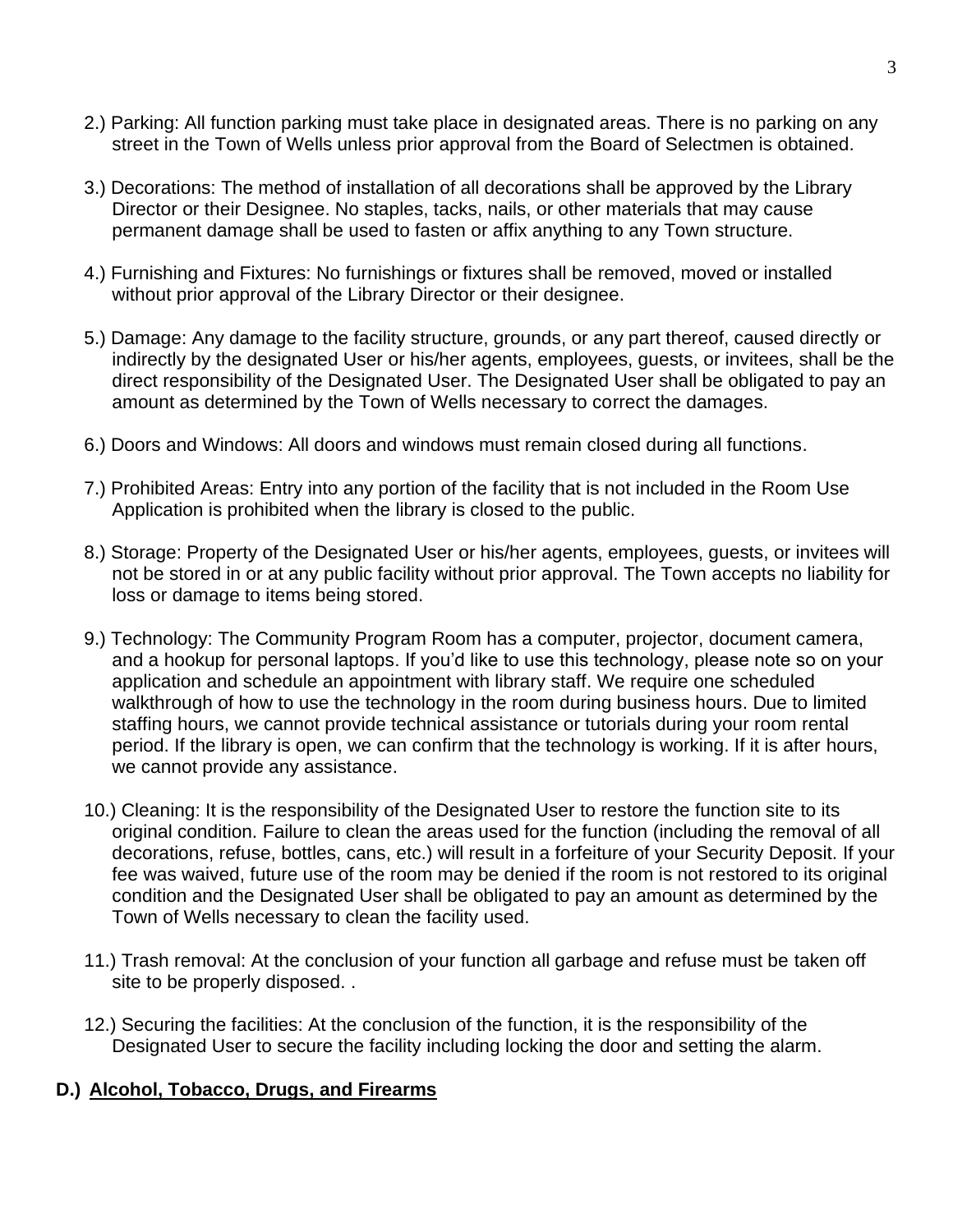2.) Parking: All function parking must take place in designated areas. There is no parking on any street in the Town of Wells unless prior approval from the Board of Selectmen is obtained.

3.) Decorations: The method of installation of all decorations shall be approved by the Library Director or their Designee. No staples, tacks, nails, or other materials that may cause permanent damage shall be used to fasten or affix anything to any Town structure.

4.) Furnishing and Fixtures: No furnishings or fixtures shall be removed, moved or installed without prior approval of the Library Director or their designee.

5.) Damage: Any damage to the facility structure, grounds, or any part thereof, caused directly or indirectly by the designated User or his/her agents, employees, guests, or invitees, shall be the direct responsibility of the Designated User. The Designated User shall be obligated to pay an amount as determined by the Town of Wells necessary to correct the damages.

6.) Doors and Windows: All doors and windows must remain closed during all functions.

7.) Prohibited Areas: Entry into any portion of the facility that is not included in the Room Use Application is prohibited when the library is closed to the public.

8.) Storage: Property of the Designated User or his/her agents, employees, guests, or invitees will not be stored in or at any public facility without prior approval. The Town accepts no liability for loss or damage to items being stored.

9.) Technology: The Community Program Room has a computer, projector, document camera, and a hookup for personal laptops. If you'd like to use this technology, please note so on your application and schedule an appointment with library staff. We require one scheduled walkthrough of how to use the technology in the room during business hours. Due to limited staffing hours, we cannot provide technical assistance or tutorials during your room rental period. If the library is open, we can confirm that the technology is working. If it is after hours, we cannot provide any assistance.

10.) Cleaning: It is the responsibility of the Designated User to restore the function site to its original condition. Failure to clean the areas used for the function (including the removal of all decorations, refuse, bottles, cans, etc.) will result in a forfeiture of your Security Deposit. If your fee was waived, future use of the room may be denied if the room is not restored to its original condition and the Designated User shall be obligated to pay an amount as determined by the Town of Wells necessary to clean the facility used.

11.) Trash removal: At the conclusion of your function all garbage and refuse must be taken off site to be properly disposed. .

12.) Securing the facilities: At the conclusion of the function, it is the responsibility of the Designated User to secure the facility including locking the door and setting the alarm.

**D.) <u>Alcohol, Tobacco, Drugs, and Firearms</u>**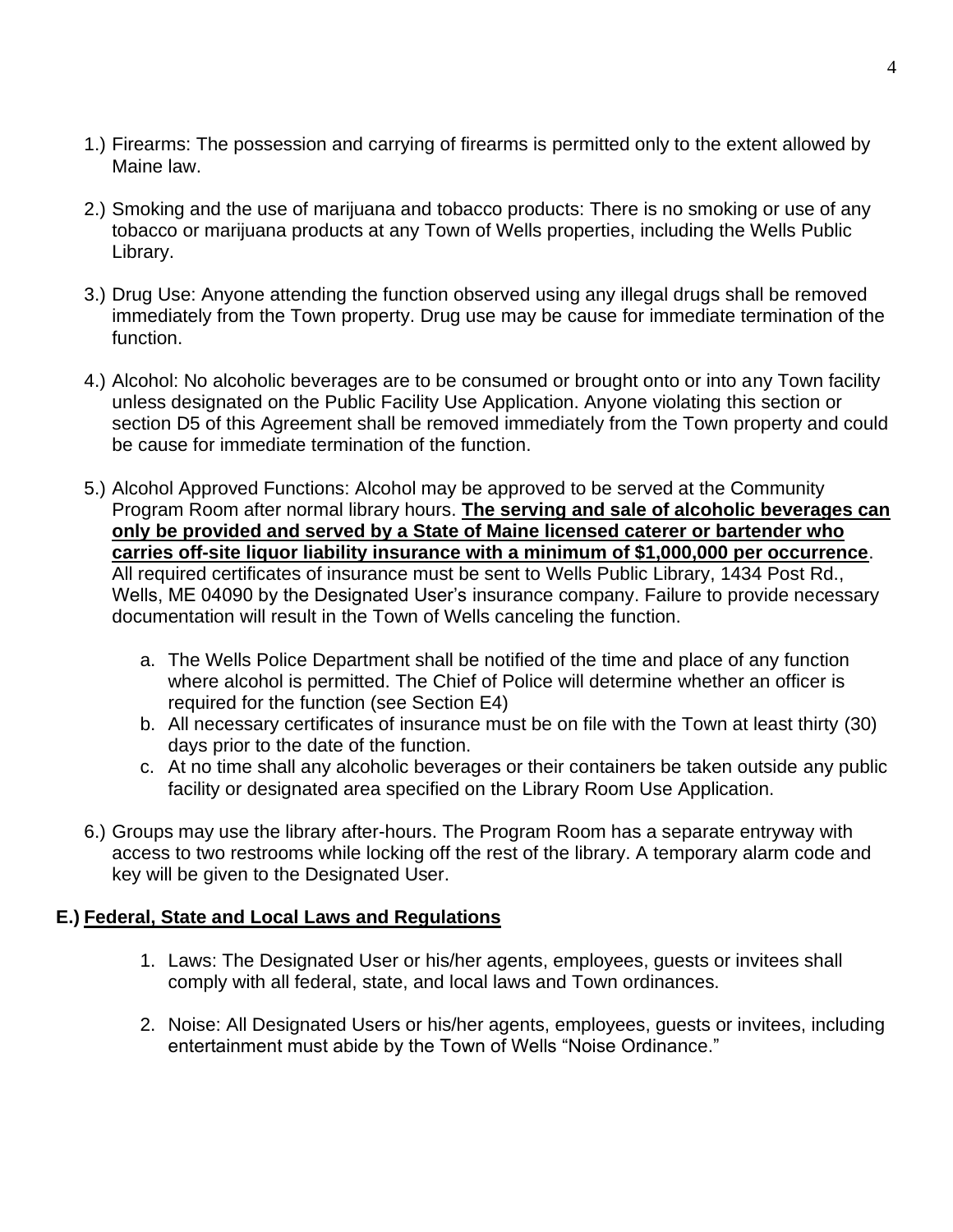1.) Firearms: The possession and carrying of firearms is permitted only to the extent allowed by Maine law.

2.) Smoking and the use of marijuana and tobacco products: There is no smoking or use of any tobacco or marijuana products at any Town of Wells properties, including the Wells Public Library.

3.) Drug Use: Anyone attending the function observed using any illegal drugs shall be removed immediately from the Town property. Drug use may be cause for immediate termination of the function.

4.) Alcohol: No alcoholic beverages are to be consumed or brought onto or into any Town facility unless designated on the Public Facility Use Application. Anyone violating this section or section D5 of this Agreement shall be removed immediately from the Town property and could be cause for immediate termination of the function.

5.) Alcohol Approved Functions: Alcohol may be approved to be served at the Community Program Room after normal library hours. **The serving and sale of alcoholic beverages can only be provided and served by a State of Maine licensed caterer or bartender who carries off-site liquor liability insurance with a minimum of $1,000,000 per occurrence**. All required certificates of insurance must be sent to Wells Public Library, 1434 Post Rd., Wells, ME 04090 by the Designated User's insurance company. Failure to provide necessary documentation will result in the Town of Wells canceling the function.

   a. The Wells Police Department shall be notified of the time and place of any function where alcohol is permitted. The Chief of Police will determine whether an officer is required for the function (see Section E4)
   b. All necessary certificates of insurance must be on file with the Town at least thirty (30) days prior to the date of the function.
   c. At no time shall any alcoholic beverages or their containers be taken outside any public facility or designated area specified on the Library Room Use Application.

6.) Groups may use the library after-hours. The Program Room has a separate entryway with access to two restrooms while locking off the rest of the library. A temporary alarm code and key will be given to the Designated User.

## E.) Federal, State and Local Laws and Regulations

1. Laws: The Designated User or his/her agents, employees, guests or invitees shall comply with all federal, state, and local laws and Town ordinances.

2. Noise: All Designated Users or his/her agents, employees, guests or invitees, including entertainment must abide by the Town of Wells "Noise Ordinance."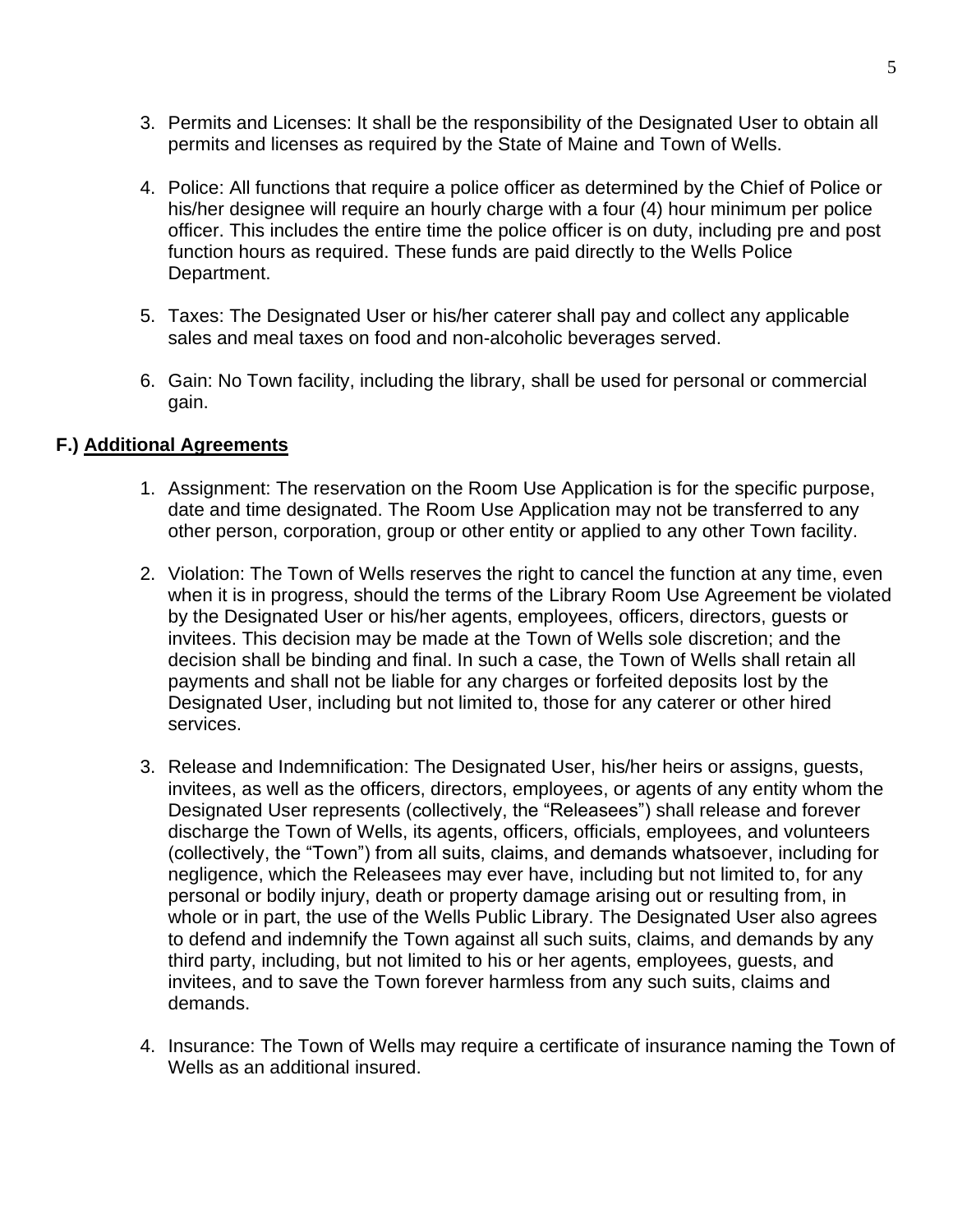3. Permits and Licenses: It shall be the responsibility of the Designated User to obtain all permits and licenses as required by the State of Maine and Town of Wells.

4. Police: All functions that require a police officer as determined by the Chief of Police or his/her designee will require an hourly charge with a four (4) hour minimum per police officer. This includes the entire time the police officer is on duty, including pre and post function hours as required. These funds are paid directly to the Wells Police Department.

5. Taxes: The Designated User or his/her caterer shall pay and collect any applicable sales and meal taxes on food and non-alcoholic beverages served.

6. Gain: No Town facility, including the library, shall be used for personal or commercial gain.

## F.) <u>Additional Agreements</u>

1. Assignment: The reservation on the Room Use Application is for the specific purpose, date and time designated. The Room Use Application may not be transferred to any other person, corporation, group or other entity or applied to any other Town facility.

2. Violation: The Town of Wells reserves the right to cancel the function at any time, even when it is in progress, should the terms of the Library Room Use Agreement be violated by the Designated User or his/her agents, employees, officers, directors, guests or invitees. This decision may be made at the Town of Wells sole discretion; and the decision shall be binding and final. In such a case, the Town of Wells shall retain all payments and shall not be liable for any charges or forfeited deposits lost by the Designated User, including but not limited to, those for any caterer or other hired services.

3. Release and Indemnification: The Designated User, his/her heirs or assigns, guests, invitees, as well as the officers, directors, employees, or agents of any entity whom the Designated User represents (collectively, the "Releasees") shall release and forever discharge the Town of Wells, its agents, officers, officials, employees, and volunteers (collectively, the "Town") from all suits, claims, and demands whatsoever, including for negligence, which the Releasees may ever have, including but not limited to, for any personal or bodily injury, death or property damage arising out or resulting from, in whole or in part, the use of the Wells Public Library. The Designated User also agrees to defend and indemnify the Town against all such suits, claims, and demands by any third party, including, but not limited to his or her agents, employees, guests, and invitees, and to save the Town forever harmless from any such suits, claims and demands.

4. Insurance: The Town of Wells may require a certificate of insurance naming the Town of Wells as an additional insured.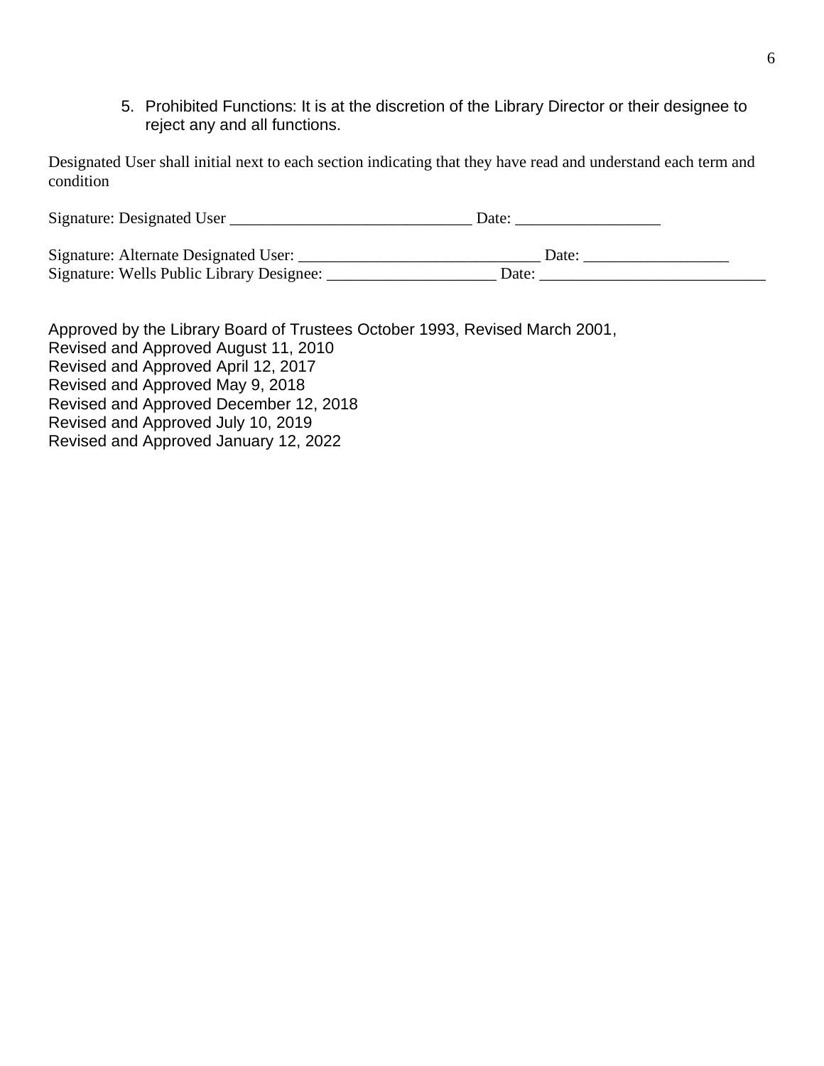5. Prohibited Functions: It is at the discretion of the Library Director or their designee to reject any and all functions.

Designated User shall initial next to each section indicating that they have read and understand each term and condition

Signature: Designated User ______________________________ Date: __________________

Signature: Alternate Designated User: ______________________________ Date: __________________

Signature: Wells Public Library Designee: _____________________ Date: ____________________________

Approved by the Library Board of Trustees October 1993, Revised March 2001,
Revised and Approved August 11, 2010
Revised and Approved April 12, 2017
Revised and Approved May 9, 2018
Revised and Approved December 12, 2018
Revised and Approved July 10, 2019
Revised and Approved January 12, 2022